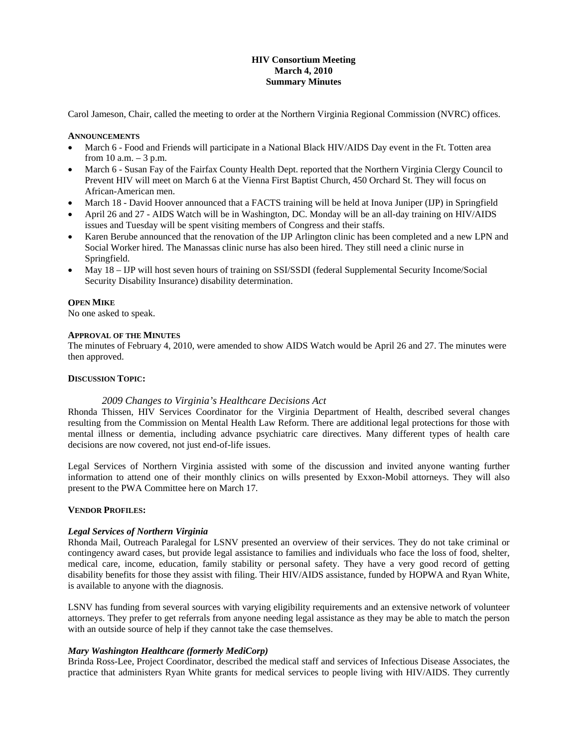# HIV Consortium Meeting
## March 4, 2010
## Summary Minutes

Carol Jameson, Chair, called the meeting to order at the Northern Virginia Regional Commission (NVRC) offices.

**ANNOUNCEMENTS**

- March 6 - Food and Friends will participate in a National Black HIV/AIDS Day event in the Ft. Totten area from 10 a.m. – 3 p.m.
- March 6 - Susan Fay of the Fairfax County Health Dept. reported that the Northern Virginia Clergy Council to Prevent HIV will meet on March 6 at the Vienna First Baptist Church, 450 Orchard St. They will focus on African-American men.
- March 18 - David Hoover announced that a FACTS training will be held at Inova Juniper (IJP) in Springfield
- April 26 and 27 - AIDS Watch will be in Washington, DC. Monday will be an all-day training on HIV/AIDS issues and Tuesday will be spent visiting members of Congress and their staffs.
- Karen Berube announced that the renovation of the IJP Arlington clinic has been completed and a new LPN and Social Worker hired. The Manassas clinic nurse has also been hired. They still need a clinic nurse in Springfield.
- May 18 – IJP will host seven hours of training on SSI/SSDI (federal Supplemental Security Income/Social Security Disability Insurance) disability determination.

**OPEN MIKE**

No one asked to speak.

**APPROVAL OF THE MINUTES**

The minutes of February 4, 2010, were amended to show AIDS Watch would be April 26 and 27. The minutes were then approved.

**DISCUSSION TOPIC:**

*2009 Changes to Virginia's Healthcare Decisions Act*

Rhonda Thissen, HIV Services Coordinator for the Virginia Department of Health, described several changes resulting from the Commission on Mental Health Law Reform. There are additional legal protections for those with mental illness or dementia, including advance psychiatric care directives. Many different types of health care decisions are now covered, not just end-of-life issues.

Legal Services of Northern Virginia assisted with some of the discussion and invited anyone wanting further information to attend one of their monthly clinics on wills presented by Exxon-Mobil attorneys. They will also present to the PWA Committee here on March 17.

**VENDOR PROFILES:**

***Legal Services of Northern Virginia***

Rhonda Mail, Outreach Paralegal for LSNV presented an overview of their services. They do not take criminal or contingency award cases, but provide legal assistance to families and individuals who face the loss of food, shelter, medical care, income, education, family stability or personal safety. They have a very good record of getting disability benefits for those they assist with filing. Their HIV/AIDS assistance, funded by HOPWA and Ryan White, is available to anyone with the diagnosis.

LSNV has funding from several sources with varying eligibility requirements and an extensive network of volunteer attorneys. They prefer to get referrals from anyone needing legal assistance as they may be able to match the person with an outside source of help if they cannot take the case themselves.

***Mary Washington Healthcare (formerly MediCorp)***

Brinda Ross-Lee, Project Coordinator, described the medical staff and services of Infectious Disease Associates, the practice that administers Ryan White grants for medical services to people living with HIV/AIDS. They currently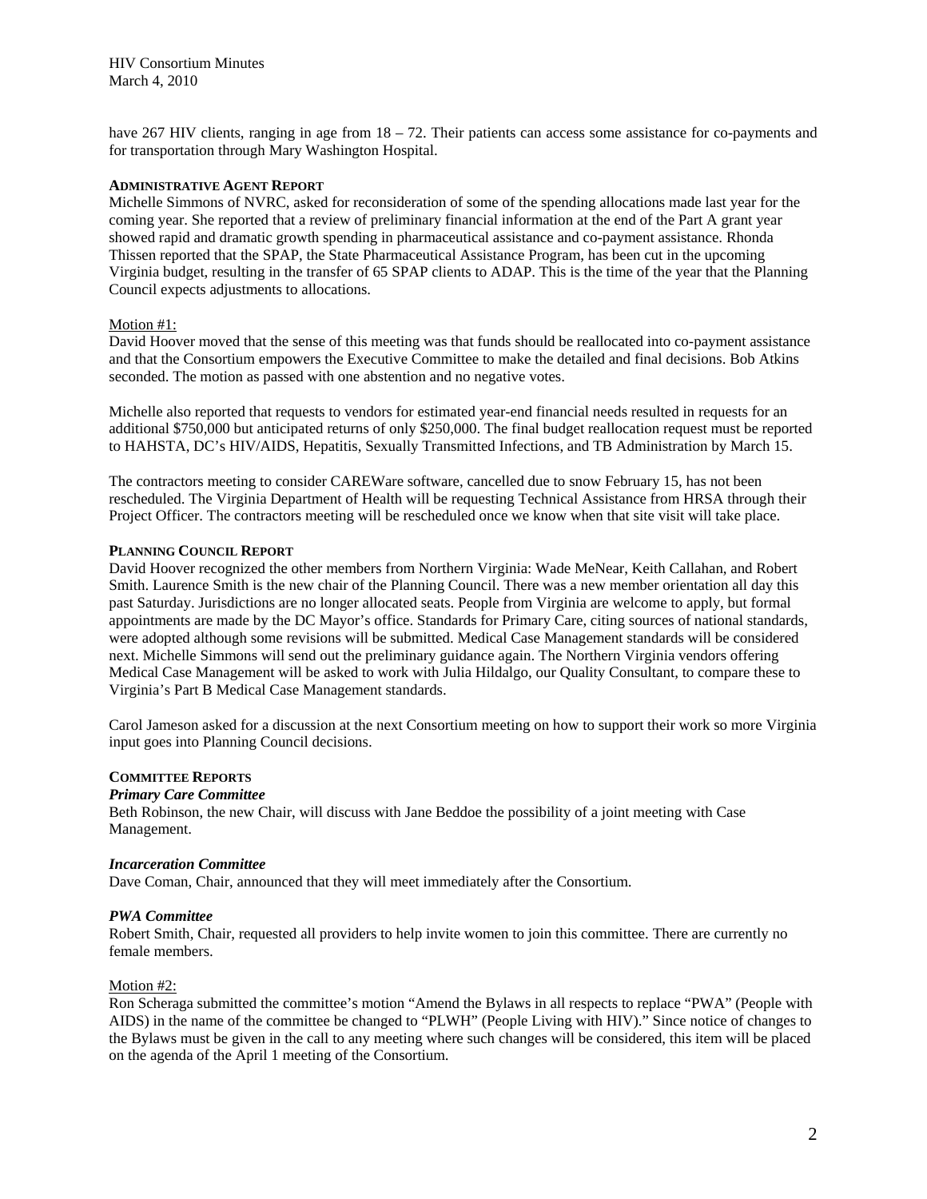have 267 HIV clients, ranging in age from 18 – 72. Their patients can access some assistance for co-payments and for transportation through Mary Washington Hospital.

## ADMINISTRATIVE AGENT REPORT

Michelle Simmons of NVRC, asked for reconsideration of some of the spending allocations made last year for the coming year. She reported that a review of preliminary financial information at the end of the Part A grant year showed rapid and dramatic growth spending in pharmaceutical assistance and co-payment assistance. Rhonda Thissen reported that the SPAP, the State Pharmaceutical Assistance Program, has been cut in the upcoming Virginia budget, resulting in the transfer of 65 SPAP clients to ADAP. This is the time of the year that the Planning Council expects adjustments to allocations.

Motion #1:

David Hoover moved that the sense of this meeting was that funds should be reallocated into co-payment assistance and that the Consortium empowers the Executive Committee to make the detailed and final decisions. Bob Atkins seconded. The motion as passed with one abstention and no negative votes.

Michelle also reported that requests to vendors for estimated year-end financial needs resulted in requests for an additional $750,000 but anticipated returns of only $250,000. The final budget reallocation request must be reported to HAHSTA, DC's HIV/AIDS, Hepatitis, Sexually Transmitted Infections, and TB Administration by March 15.

The contractors meeting to consider CAREWare software, cancelled due to snow February 15, has not been rescheduled. The Virginia Department of Health will be requesting Technical Assistance from HRSA through their Project Officer. The contractors meeting will be rescheduled once we know when that site visit will take place.

## PLANNING COUNCIL REPORT

David Hoover recognized the other members from Northern Virginia: Wade MeNear, Keith Callahan, and Robert Smith. Laurence Smith is the new chair of the Planning Council. There was a new member orientation all day this past Saturday. Jurisdictions are no longer allocated seats. People from Virginia are welcome to apply, but formal appointments are made by the DC Mayor's office. Standards for Primary Care, citing sources of national standards, were adopted although some revisions will be submitted. Medical Case Management standards will be considered next. Michelle Simmons will send out the preliminary guidance again. The Northern Virginia vendors offering Medical Case Management will be asked to work with Julia Hildalgo, our Quality Consultant, to compare these to Virginia's Part B Medical Case Management standards.

Carol Jameson asked for a discussion at the next Consortium meeting on how to support their work so more Virginia input goes into Planning Council decisions.

## COMMITTEE REPORTS

### *Primary Care Committee*

Beth Robinson, the new Chair, will discuss with Jane Beddoe the possibility of a joint meeting with Case Management.

### *Incarceration Committee*

Dave Coman, Chair, announced that they will meet immediately after the Consortium.

### *PWA Committee*

Robert Smith, Chair, requested all providers to help invite women to join this committee. There are currently no female members.

Motion #2:

Ron Scheraga submitted the committee's motion "Amend the Bylaws in all respects to replace "PWA" (People with AIDS) in the name of the committee be changed to "PLWH" (People Living with HIV)." Since notice of changes to the Bylaws must be given in the call to any meeting where such changes will be considered, this item will be placed on the agenda of the April 1 meeting of the Consortium.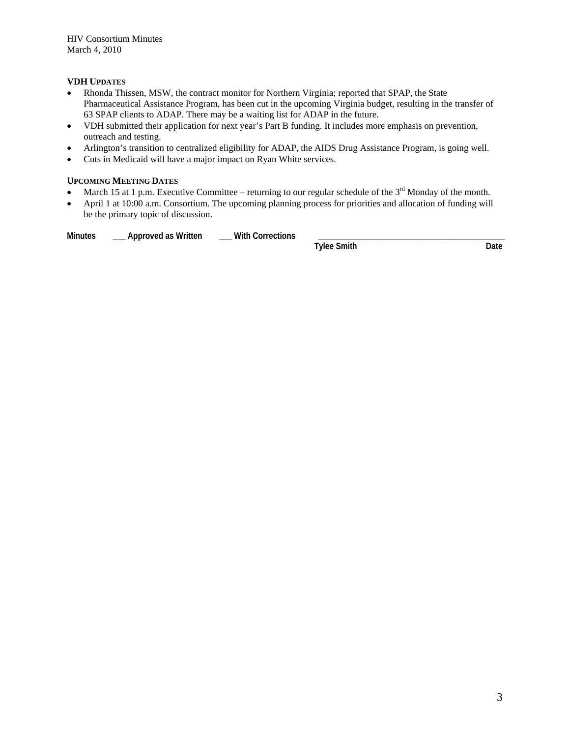**VDH UPDATES**

- Rhonda Thissen, MSW, the contract monitor for Northern Virginia; reported that SPAP, the State Pharmaceutical Assistance Program, has been cut in the upcoming Virginia budget, resulting in the transfer of 63 SPAP clients to ADAP. There may be a waiting list for ADAP in the future.
- VDH submitted their application for next year's Part B funding. It includes more emphasis on prevention, outreach and testing.
- Arlington's transition to centralized eligibility for ADAP, the AIDS Drug Assistance Program, is going well.
- Cuts in Medicaid will have a major impact on Ryan White services.

**UPCOMING MEETING DATES**

- March 15 at 1 p.m. Executive Committee – returning to our regular schedule of the 3rd Monday of the month.
- April 1 at 10:00 a.m. Consortium. The upcoming planning process for priorities and allocation of funding will be the primary topic of discussion.

**Minutes** ___ **Approved as Written** ___ **With Corrections** ____________________________________________

**Tylee Smith** **Date**